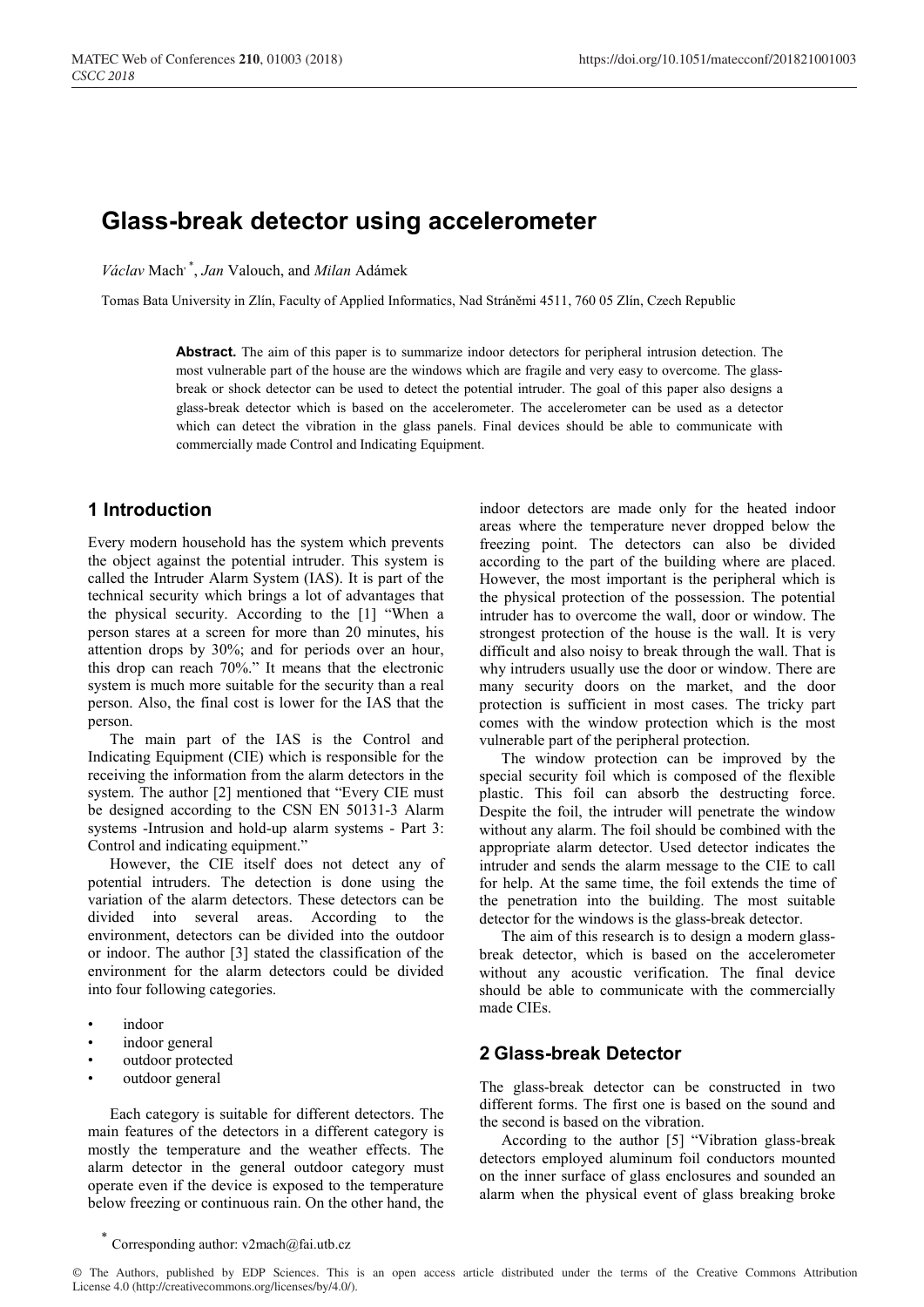# Glass-break detector using accelerometer

*Václav* Mach[\*], *Jan* Valouch, and *Milan* Adámek

Tomas Bata University in Zlín, Faculty of Applied Informatics, Nad Stráněmi 4511, 760 05 Zlín, Czech Republic

**Abstract.** The aim of this paper is to summarize indoor detectors for peripheral intrusion detection. The most vulnerable part of the house are the windows which are fragile and very easy to overcome. The glass-break or shock detector can be used to detect the potential intruder. The goal of this paper also designs a glass-break detector which is based on the accelerometer. The accelerometer can be used as a detector which can detect the vibration in the glass panels. Final devices should be able to communicate with commercially made Control and Indicating Equipment.

## 1 Introduction

Every modern household has the system which prevents the object against the potential intruder. This system is called the Intruder Alarm System (IAS). It is part of the technical security which brings a lot of advantages that the physical security. According to the [1] "When a person stares at a screen for more than 20 minutes, his attention drops by 30%; and for periods over an hour, this drop can reach 70%." It means that the electronic system is much more suitable for the security than a real person. Also, the final cost is lower for the IAS that the person.

The main part of the IAS is the Control and Indicating Equipment (CIE) which is responsible for the receiving the information from the alarm detectors in the system. The author [2] mentioned that "Every CIE must be designed according to the CSN EN 50131-3 Alarm systems -Intrusion and hold-up alarm systems - Part 3: Control and indicating equipment."

However, the CIE itself does not detect any of potential intruders. The detection is done using the variation of the alarm detectors. These detectors can be divided into several areas. According to the environment, detectors can be divided into the outdoor or indoor. The author [3] stated the classification of the environment for the alarm detectors could be divided into four following categories.

- indoor
- indoor general
- outdoor protected
- outdoor general

Each category is suitable for different detectors. The main features of the detectors in a different category is mostly the temperature and the weather effects. The alarm detector in the general outdoor category must operate even if the device is exposed to the temperature below freezing or continuous rain. On the other hand, the indoor detectors are made only for the heated indoor areas where the temperature never dropped below the freezing point. The detectors can also be divided according to the part of the building where are placed. However, the most important is the peripheral which is the physical protection of the possession. The potential intruder has to overcome the wall, door or window. The strongest protection of the house is the wall. It is very difficult and also noisy to break through the wall. That is why intruders usually use the door or window. There are many security doors on the market, and the door protection is sufficient in most cases. The tricky part comes with the window protection which is the most vulnerable part of the peripheral protection.

The window protection can be improved by the special security foil which is composed of the flexible plastic. This foil can absorb the destructing force. Despite the foil, the intruder will penetrate the window without any alarm. The foil should be combined with the appropriate alarm detector. Used detector indicates the intruder and sends the alarm message to the CIE to call for help. At the same time, the foil extends the time of the penetration into the building. The most suitable detector for the windows is the glass-break detector.

The aim of this research is to design a modern glass-break detector, which is based on the accelerometer without any acoustic verification. The final device should be able to communicate with the commercially made CIEs.

## 2 Glass-break Detector

The glass-break detector can be constructed in two different forms. The first one is based on the sound and the second is based on the vibration.

According to the author [5] "Vibration glass-break detectors employed aluminum foil conductors mounted on the inner surface of glass enclosures and sounded an alarm when the physical event of glass breaking broke

[\*] Corresponding author: v2mach@fai.utb.cz

© The Authors, published by EDP Sciences. This is an open access article distributed under the terms of the Creative Commons Attribution License 4.0 (http://creativecommons.org/licenses/by/4.0/).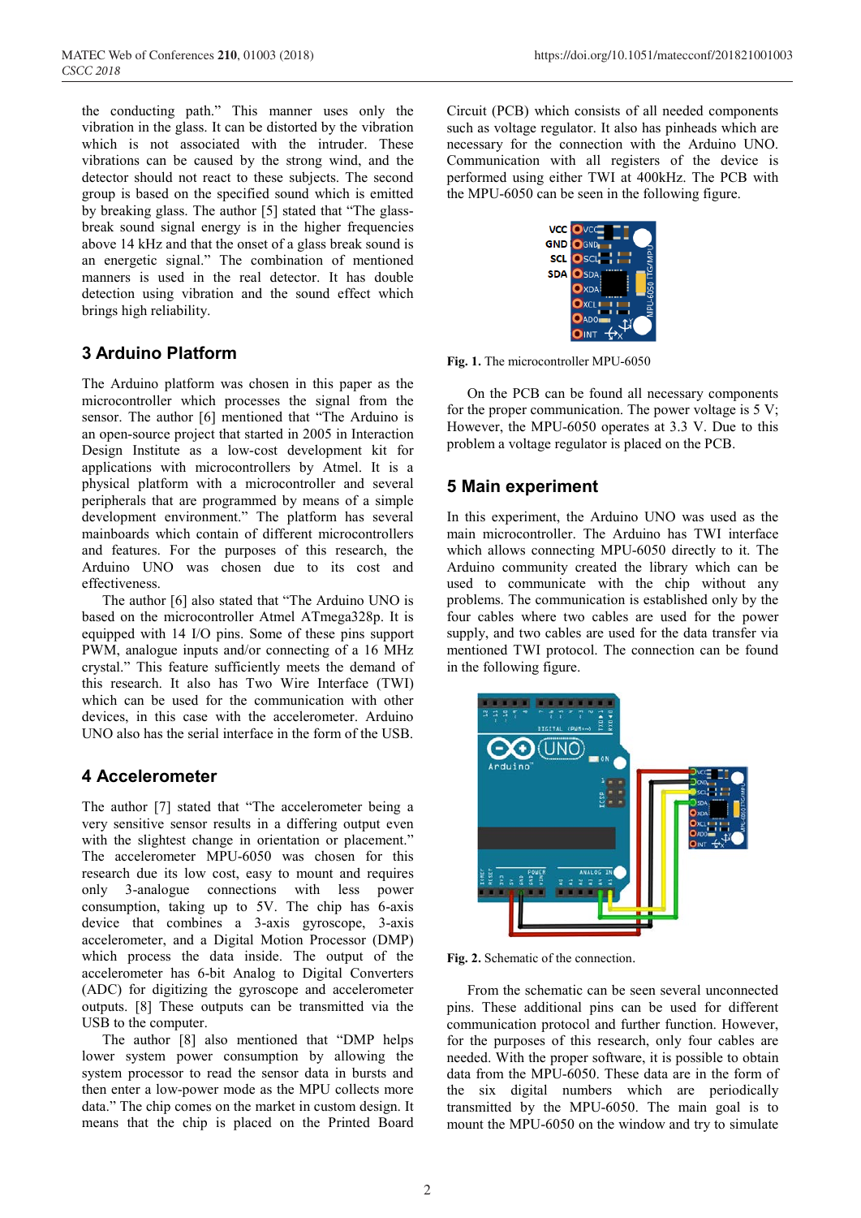the conducting path." This manner uses only the vibration in the glass. It can be distorted by the vibration which is not associated with the intruder. These vibrations can be caused by the strong wind, and the detector should not react to these subjects. The second group is based on the specified sound which is emitted by breaking glass. The author [5] stated that "The glass-break sound signal energy is in the higher frequencies above 14 kHz and that the onset of a glass break sound is an energetic signal." The combination of mentioned manners is used in the real detector. It has double detection using vibration and the sound effect which brings high reliability.

## 3 Arduino Platform

The Arduino platform was chosen in this paper as the microcontroller which processes the signal from the sensor. The author [6] mentioned that "The Arduino is an open-source project that started in 2005 in Interaction Design Institute as a low-cost development kit for applications with microcontrollers by Atmel. It is a physical platform with a microcontroller and several peripherals that are programmed by means of a simple development environment." The platform has several mainboards which contain of different microcontrollers and features. For the purposes of this research, the Arduino UNO was chosen due to its cost and effectiveness.

The author [6] also stated that "The Arduino UNO is based on the microcontroller Atmel ATmega328p. It is equipped with 14 I/O pins. Some of these pins support PWM, analogue inputs and/or connecting of a 16 MHz crystal." This feature sufficiently meets the demand of this research. It also has Two Wire Interface (TWI) which can be used for the communication with other devices, in this case with the accelerometer. Arduino UNO also has the serial interface in the form of the USB.

## 4 Accelerometer

The author [7] stated that "The accelerometer being a very sensitive sensor results in a differing output even with the slightest change in orientation or placement." The accelerometer MPU-6050 was chosen for this research due its low cost, easy to mount and requires only 3-analogue connections with less power consumption, taking up to 5V. The chip has 6-axis device that combines a 3-axis gyroscope, 3-axis accelerometer, and a Digital Motion Processor (DMP) which process the data inside. The output of the accelerometer has 6-bit Analog to Digital Converters (ADC) for digitizing the gyroscope and accelerometer outputs. [8] These outputs can be transmitted via the USB to the computer.

The author [8] also mentioned that "DMP helps lower system power consumption by allowing the system processor to read the sensor data in bursts and then enter a low-power mode as the MPU collects more data." The chip comes on the market in custom design. It means that the chip is placed on the Printed Board Circuit (PCB) which consists of all needed components such as voltage regulator. It also has pinheads which are necessary for the connection with the Arduino UNO. Communication with all registers of the device is performed using either TWI at 400kHz. The PCB with the MPU-6050 can be seen in the following figure.

**Fig. 1.** The microcontroller MPU-6050

On the PCB can be found all necessary components for the proper communication. The power voltage is 5 V; However, the MPU-6050 operates at 3.3 V. Due to this problem a voltage regulator is placed on the PCB.

## 5 Main experiment

In this experiment, the Arduino UNO was used as the main microcontroller. The Arduino has TWI interface which allows connecting MPU-6050 directly to it. The Arduino community created the library which can be used to communicate with the chip without any problems. The communication is established only by the four cables where two cables are used for the power supply, and two cables are used for the data transfer via mentioned TWI protocol. The connection can be found in the following figure.

**Fig. 2.** Schematic of the connection.

From the schematic can be seen several unconnected pins. These additional pins can be used for different communication protocol and further function. However, for the purposes of this research, only four cables are needed. With the proper software, it is possible to obtain data from the MPU-6050. These data are in the form of the six digital numbers which are periodically transmitted by the MPU-6050. The main goal is to mount the MPU-6050 on the window and try to simulate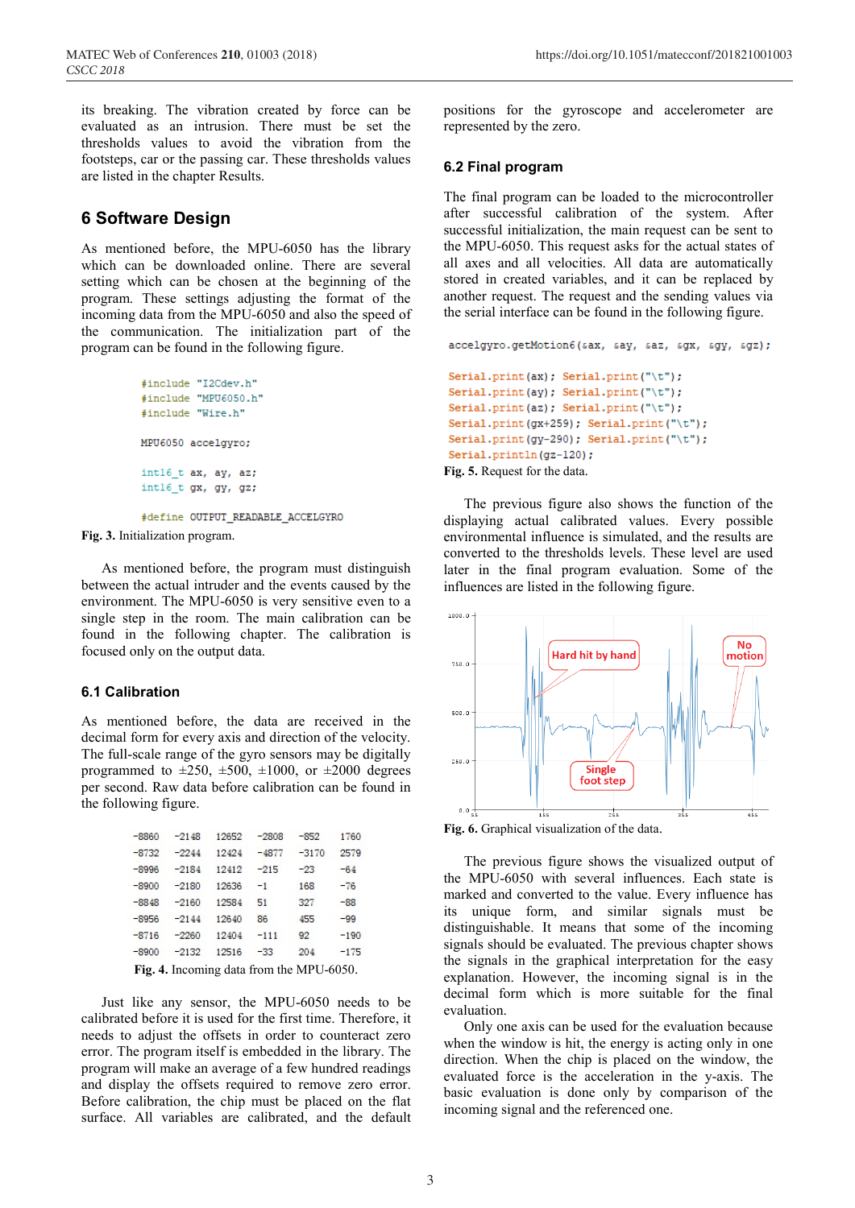its breaking. The vibration created by force can be evaluated as an intrusion. There must be set the thresholds values to avoid the vibration from the footsteps, car or the passing car. These thresholds values are listed in the chapter Results.

## 6 Software Design

As mentioned before, the MPU-6050 has the library which can be downloaded online. There are several setting which can be chosen at the beginning of the program. These settings adjusting the format of the incoming data from the MPU-6050 and also the speed of the communication. The initialization part of the program can be found in the following figure.

```
#include "I2Cdev.h"
#include "MPU6050.h"
#include "Wire.h"

MPU6050 accelgyro;

int16_t ax, ay, az;
int16_t gx, gy, gz;

#define OUTPUT_READABLE_ACCELGYRO
```

**Fig. 3.** Initialization program.

As mentioned before, the program must distinguish between the actual intruder and the events caused by the environment. The MPU-6050 is very sensitive even to a single step in the room. The main calibration can be found in the following chapter. The calibration is focused only on the output data.

### 6.1 Calibration

As mentioned before, the data are received in the decimal form for every axis and direction of the velocity. The full-scale range of the gyro sensors may be digitally programmed to ±250, ±500, ±1000, or ±2000 degrees per second. Raw data before calibration can be found in the following figure.

| | | | | | |
|---|---|---|---|---|---|
| -8860 | -2148 | 12652 | -2808 | -852 | 1760 |
| -8732 | -2244 | 12424 | -4877 | -3170 | 2579 |
| -8996 | -2184 | 12412 | -215 | -23 | -64 |
| -8900 | -2180 | 12636 | -1 | 168 | -76 |
| -8848 | -2160 | 12584 | 51 | 327 | -88 |
| -8956 | -2144 | 12640 | 86 | 455 | -99 |
| -8716 | -2260 | 12404 | -111 | 92 | -190 |
| -8900 | -2132 | 12516 | -33 | 204 | -175 |

**Fig. 4.** Incoming data from the MPU-6050.

Just like any sensor, the MPU-6050 needs to be calibrated before it is used for the first time. Therefore, it needs to adjust the offsets in order to counteract zero error. The program itself is embedded in the library. The program will make an average of a few hundred readings and display the offsets required to remove zero error. Before calibration, the chip must be placed on the flat surface. All variables are calibrated, and the default positions for the gyroscope and accelerometer are represented by the zero.

### 6.2 Final program

The final program can be loaded to the microcontroller after successful calibration of the system. After successful initialization, the main request can be sent to the MPU-6050. This request asks for the actual states of all axes and all velocities. All data are automatically stored in created variables, and it can be replaced by another request. The request and the sending values via the serial interface can be found in the following figure.

```
accelgyro.getMotion6(&ax, &ay, &az, &gx, &gy, &gz);

Serial.print(ax); Serial.print("\t");
Serial.print(ay); Serial.print("\t");
Serial.print(az); Serial.print("\t");
Serial.print(gx+259); Serial.print("\t");
Serial.print(gy-290); Serial.print("\t");
Serial.println(gz-120);
```

**Fig. 5.** Request for the data.

The previous figure also shows the function of the displaying actual calibrated values. Every possible environmental influence is simulated, and the results are converted to the thresholds levels. These level are used later in the final program evaluation. Some of the influences are listed in the following figure.

**Fig. 6.** Graphical visualization of the data.

The previous figure shows the visualized output of the MPU-6050 with several influences. Each state is marked and converted to the value. Every influence has its unique form, and similar signals must be distinguishable. It means that some of the incoming signals should be evaluated. The previous chapter shows the signals in the graphical interpretation for the easy explanation. However, the incoming signal is in the decimal form which is more suitable for the final evaluation.

Only one axis can be used for the evaluation because when the window is hit, the energy is acting only in one direction. When the chip is placed on the window, the evaluated force is the acceleration in the y-axis. The basic evaluation is done only by comparison of the incoming signal and the referenced one.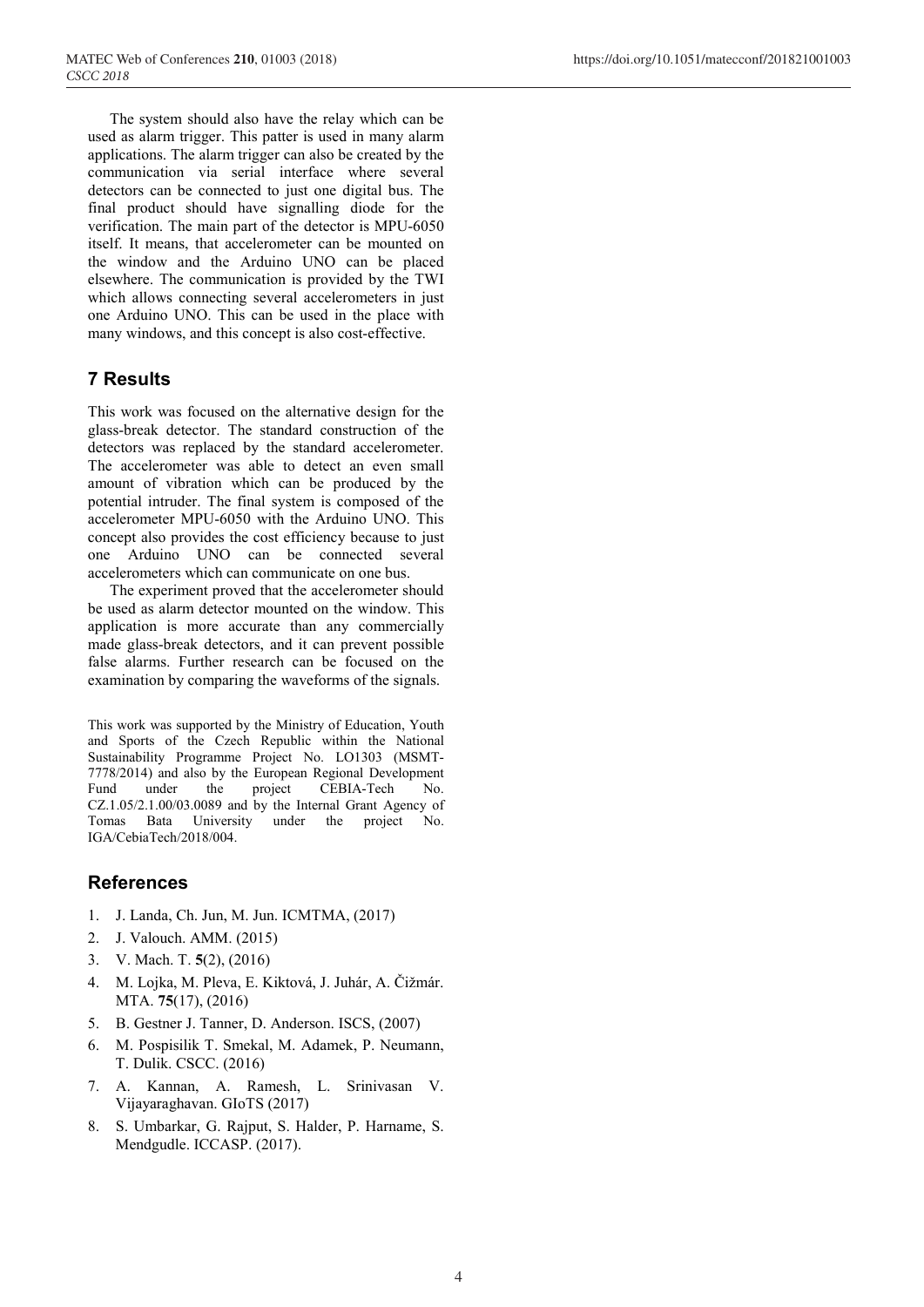The system should also have the relay which can be used as alarm trigger. This patter is used in many alarm applications. The alarm trigger can also be created by the communication via serial interface where several detectors can be connected to just one digital bus. The final product should have signalling diode for the verification. The main part of the detector is MPU-6050 itself. It means, that accelerometer can be mounted on the window and the Arduino UNO can be placed elsewhere. The communication is provided by the TWI which allows connecting several accelerometers in just one Arduino UNO. This can be used in the place with many windows, and this concept is also cost-effective.

## 7 Results

This work was focused on the alternative design for the glass-break detector. The standard construction of the detectors was replaced by the standard accelerometer. The accelerometer was able to detect an even small amount of vibration which can be produced by the potential intruder. The final system is composed of the accelerometer MPU-6050 with the Arduino UNO. This concept also provides the cost efficiency because to just one Arduino UNO can be connected several accelerometers which can communicate on one bus.

The experiment proved that the accelerometer should be used as alarm detector mounted on the window. This application is more accurate than any commercially made glass-break detectors, and it can prevent possible false alarms. Further research can be focused on the examination by comparing the waveforms of the signals.

This work was supported by the Ministry of Education, Youth and Sports of the Czech Republic within the National Sustainability Programme Project No. LO1303 (MSMT-7778/2014) and also by the European Regional Development Fund under the project CEBIA-Tech No. CZ.1.05/2.1.00/03.0089 and by the Internal Grant Agency of Tomas Bata University under the project No. IGA/CebiaTech/2018/004.

## References

1. J. Landa, Ch. Jun, M. Jun. ICMTMA, (2017)
2. J. Valouch. AMM. (2015)
3. V. Mach. T. **5**(2), (2016)
4. M. Lojka, M. Pleva, E. Kiktová, J. Juhár, A. Čižmár. MTA. **75**(17), (2016)
5. B. Gestner J. Tanner, D. Anderson. ISCS, (2007)
6. M. Pospisilik T. Smekal, M. Adamek, P. Neumann, T. Dulik. CSCC. (2016)
7. A. Kannan, A. Ramesh, L. Srinivasan V. Vijayaraghavan. GIoTS (2017)
8. S. Umbarkar, G. Rajput, S. Halder, P. Harname, S. Mendgudle. ICCASP. (2017).